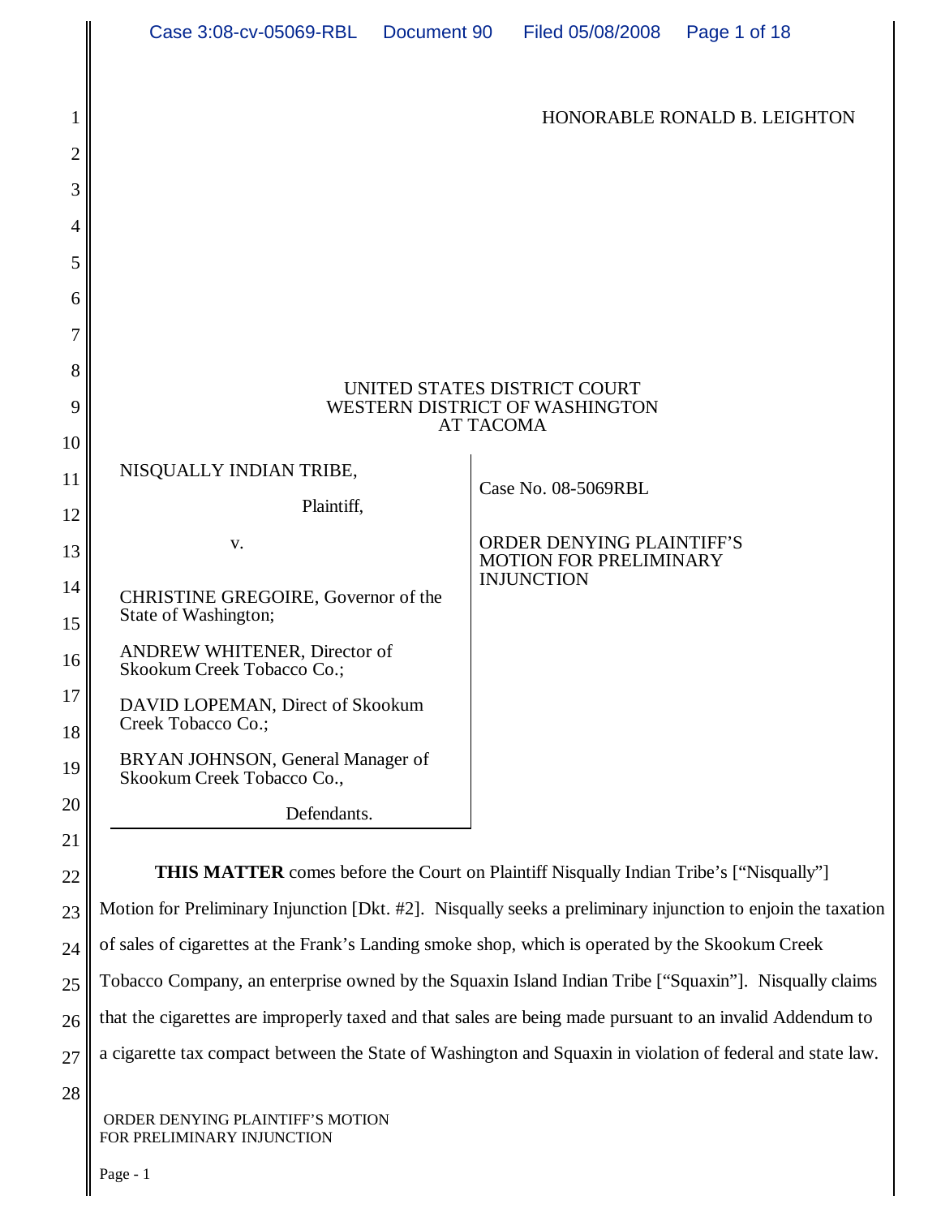HONORABLE RONALD B. LEIGHTON

UNITED STATES DISTRICT COURT
WESTERN DISTRICT OF WASHINGTON
AT TACOMA

| | |
|---|---|
| NISQUALLY INDIAN TRIBE,<br><br>Plaintiff,<br><br>v.<br><br>CHRISTINE GREGOIRE, Governor of the State of Washington;<br><br>ANDREW WHITENER, Director of Skookum Creek Tobacco Co.;<br><br>DAVID LOPEMAN, Direct of Skookum Creek Tobacco Co.;<br><br>BRYAN JOHNSON, General Manager of Skookum Creek Tobacco Co.,<br><br>Defendants. | Case No. 08-5069RBL<br><br>ORDER DENYING PLAINTIFF'S MOTION FOR PRELIMINARY INJUNCTION |

**THIS MATTER** comes before the Court on Plaintiff Nisqually Indian Tribe's ["Nisqually"] Motion for Preliminary Injunction [Dkt. #2]. Nisqually seeks a preliminary injunction to enjoin the taxation of sales of cigarettes at the Frank's Landing smoke shop, which is operated by the Skookum Creek Tobacco Company, an enterprise owned by the Squaxin Island Indian Tribe ["Squaxin"]. Nisqually claims that the cigarettes are improperly taxed and that sales are being made pursuant to an invalid Addendum to a cigarette tax compact between the State of Washington and Squaxin in violation of federal and state law.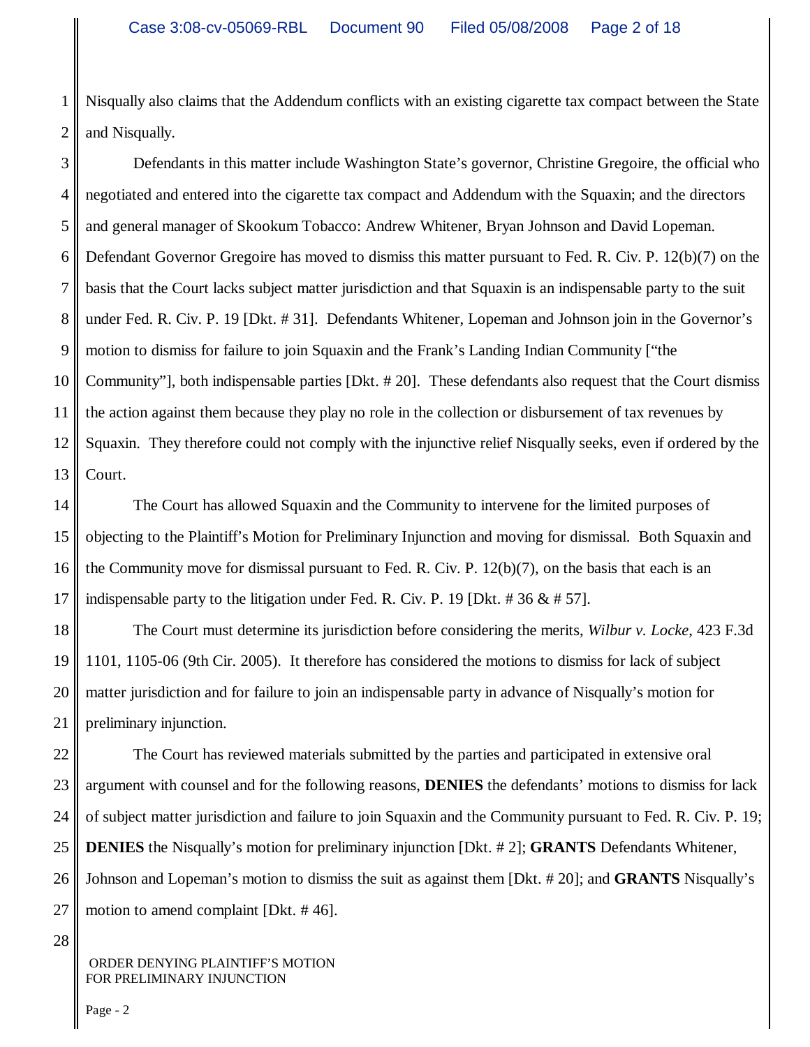Nisqually also claims that the Addendum conflicts with an existing cigarette tax compact between the State and Nisqually.

Defendants in this matter include Washington State's governor, Christine Gregoire, the official who negotiated and entered into the cigarette tax compact and Addendum with the Squaxin; and the directors and general manager of Skookum Tobacco: Andrew Whitener, Bryan Johnson and David Lopeman. Defendant Governor Gregoire has moved to dismiss this matter pursuant to Fed. R. Civ. P. 12(b)(7) on the basis that the Court lacks subject matter jurisdiction and that Squaxin is an indispensable party to the suit under Fed. R. Civ. P. 19 [Dkt. # 31]. Defendants Whitener, Lopeman and Johnson join in the Governor's motion to dismiss for failure to join Squaxin and the Frank's Landing Indian Community ["the Community"], both indispensable parties [Dkt. # 20]. These defendants also request that the Court dismiss the action against them because they play no role in the collection or disbursement of tax revenues by Squaxin. They therefore could not comply with the injunctive relief Nisqually seeks, even if ordered by the Court.

The Court has allowed Squaxin and the Community to intervene for the limited purposes of objecting to the Plaintiff's Motion for Preliminary Injunction and moving for dismissal. Both Squaxin and the Community move for dismissal pursuant to Fed. R. Civ. P. 12(b)(7), on the basis that each is an indispensable party to the litigation under Fed. R. Civ. P. 19 [Dkt. # 36 & # 57].

The Court must determine its jurisdiction before considering the merits, *Wilbur v. Locke*, 423 F.3d 1101, 1105-06 (9th Cir. 2005). It therefore has considered the motions to dismiss for lack of subject matter jurisdiction and for failure to join an indispensable party in advance of Nisqually's motion for preliminary injunction.

The Court has reviewed materials submitted by the parties and participated in extensive oral argument with counsel and for the following reasons, **DENIES** the defendants' motions to dismiss for lack of subject matter jurisdiction and failure to join Squaxin and the Community pursuant to Fed. R. Civ. P. 19; **DENIES** the Nisqually's motion for preliminary injunction [Dkt. # 2]; **GRANTS** Defendants Whitener, Johnson and Lopeman's motion to dismiss the suit as against them [Dkt. # 20]; and **GRANTS** Nisqually's motion to amend complaint [Dkt. # 46].

ORDER DENYING PLAINTIFF'S MOTION FOR PRELIMINARY INJUNCTION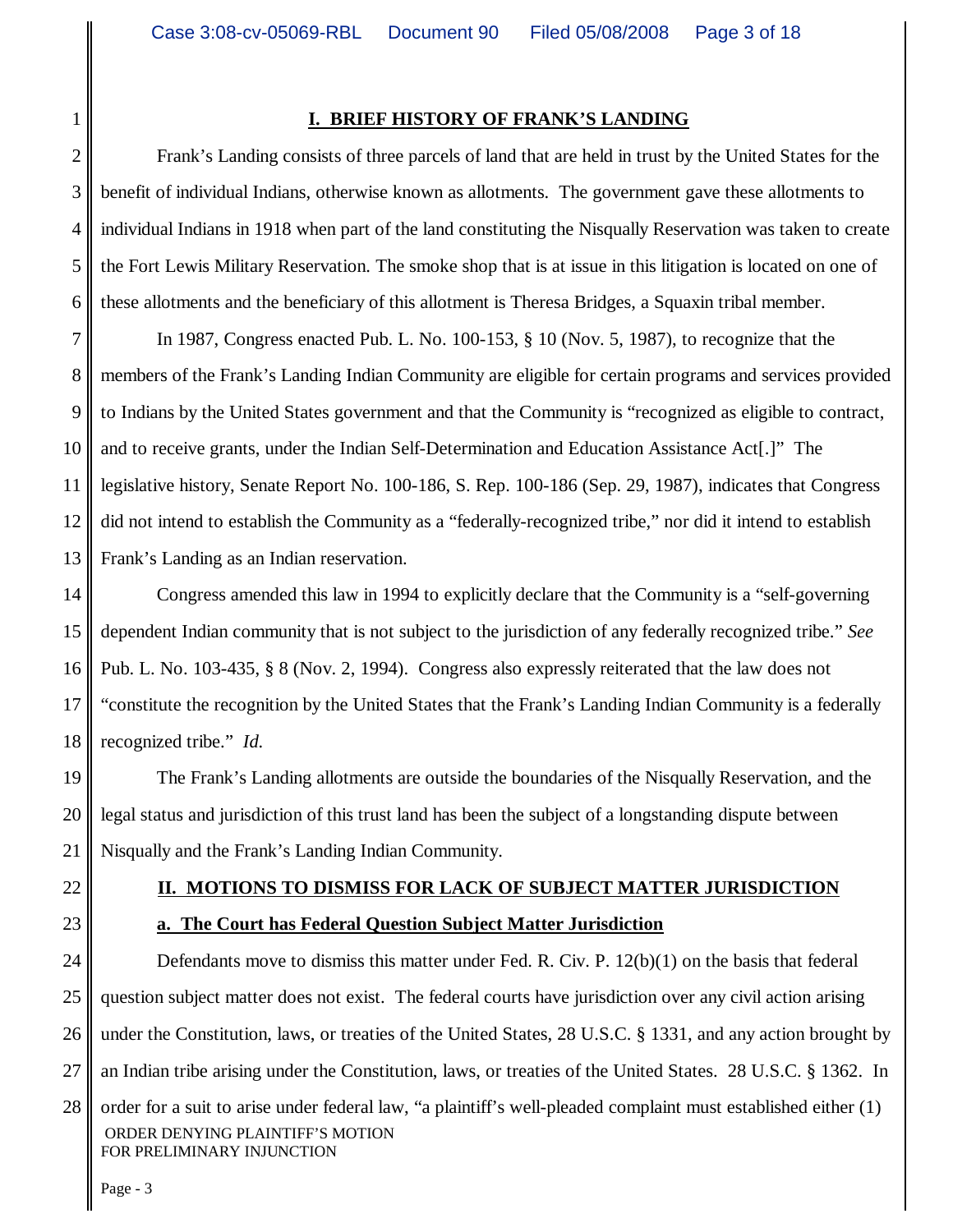## I. BRIEF HISTORY OF FRANK'S LANDING

Frank's Landing consists of three parcels of land that are held in trust by the United States for the benefit of individual Indians, otherwise known as allotments. The government gave these allotments to individual Indians in 1918 when part of the land constituting the Nisqually Reservation was taken to create the Fort Lewis Military Reservation. The smoke shop that is at issue in this litigation is located on one of these allotments and the beneficiary of this allotment is Theresa Bridges, a Squaxin tribal member.

In 1987, Congress enacted Pub. L. No. 100-153, § 10 (Nov. 5, 1987), to recognize that the members of the Frank's Landing Indian Community are eligible for certain programs and services provided to Indians by the United States government and that the Community is "recognized as eligible to contract, and to receive grants, under the Indian Self-Determination and Education Assistance Act[.]" The legislative history, Senate Report No. 100-186, S. Rep. 100-186 (Sep. 29, 1987), indicates that Congress did not intend to establish the Community as a "federally-recognized tribe," nor did it intend to establish Frank's Landing as an Indian reservation.

Congress amended this law in 1994 to explicitly declare that the Community is a "self-governing dependent Indian community that is not subject to the jurisdiction of any federally recognized tribe." *See* Pub. L. No. 103-435, § 8 (Nov. 2, 1994). Congress also expressly reiterated that the law does not "constitute the recognition by the United States that the Frank's Landing Indian Community is a federally recognized tribe." *Id.*

The Frank's Landing allotments are outside the boundaries of the Nisqually Reservation, and the legal status and jurisdiction of this trust land has been the subject of a longstanding dispute between Nisqually and the Frank's Landing Indian Community.

## II. MOTIONS TO DISMISS FOR LACK OF SUBJECT MATTER JURISDICTION

### a. The Court has Federal Question Subject Matter Jurisdiction

Defendants move to dismiss this matter under Fed. R. Civ. P. 12(b)(1) on the basis that federal question subject matter does not exist. The federal courts have jurisdiction over any civil action arising under the Constitution, laws, or treaties of the United States, 28 U.S.C. § 1331, and any action brought by an Indian tribe arising under the Constitution, laws, or treaties of the United States. 28 U.S.C. § 1362. In order for a suit to arise under federal law, "a plaintiff's well-pleaded complaint must established either (1)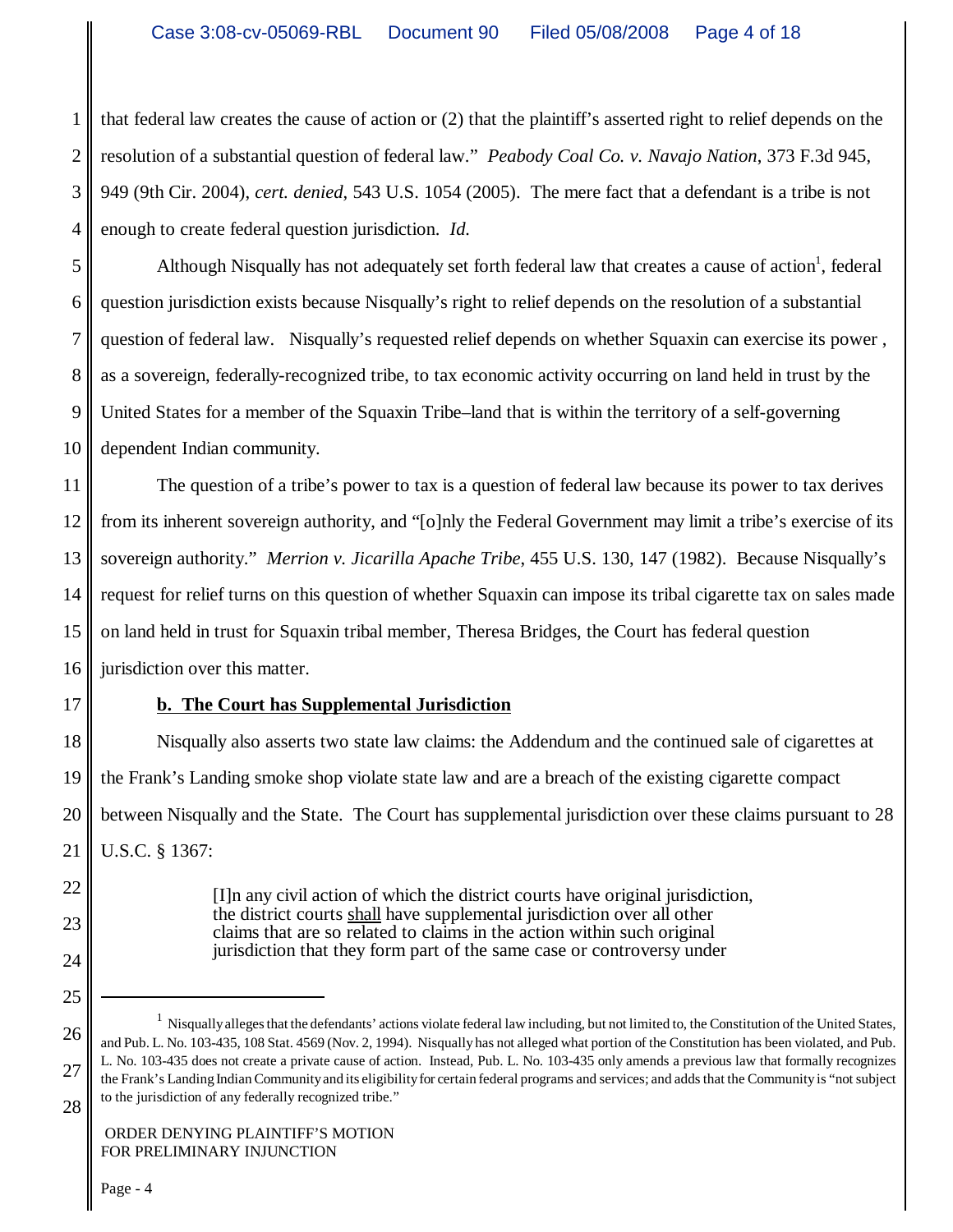that federal law creates the cause of action or (2) that the plaintiff's asserted right to relief depends on the resolution of a substantial question of federal law." *Peabody Coal Co. v. Navajo Nation*, 373 F.3d 945, 949 (9th Cir. 2004), *cert. denied*, 543 U.S. 1054 (2005). The mere fact that a defendant is a tribe is not enough to create federal question jurisdiction. *Id.*

Although Nisqually has not adequately set forth federal law that creates a cause of action[1], federal question jurisdiction exists because Nisqually's right to relief depends on the resolution of a substantial question of federal law. Nisqually's requested relief depends on whether Squaxin can exercise its power , as a sovereign, federally-recognized tribe, to tax economic activity occurring on land held in trust by the United States for a member of the Squaxin Tribe–land that is within the territory of a self-governing dependent Indian community.

The question of a tribe's power to tax is a question of federal law because its power to tax derives from its inherent sovereign authority, and "[o]nly the Federal Government may limit a tribe's exercise of its sovereign authority." *Merrion v. Jicarilla Apache Tribe*, 455 U.S. 130, 147 (1982). Because Nisqually's request for relief turns on this question of whether Squaxin can impose its tribal cigarette tax on sales made on land held in trust for Squaxin tribal member, Theresa Bridges, the Court has federal question jurisdiction over this matter.

**b. The Court has Supplemental Jurisdiction**

Nisqually also asserts two state law claims: the Addendum and the continued sale of cigarettes at the Frank's Landing smoke shop violate state law and are a breach of the existing cigarette compact between Nisqually and the State. The Court has supplemental jurisdiction over these claims pursuant to 28 U.S.C. § 1367:

> [I]n any civil action of which the district courts have original jurisdiction, the district courts shall have supplemental jurisdiction over all other claims that are so related to claims in the action within such original jurisdiction that they form part of the same case or controversy under

---

[1] Nisqually alleges that the defendants' actions violate federal law including, but not limited to, the Constitution of the United States, and Pub. L. No. 103-435, 108 Stat. 4569 (Nov. 2, 1994). Nisqually has not alleged what portion of the Constitution has been violated, and Pub. L. No. 103-435 does not create a private cause of action. Instead, Pub. L. No. 103-435 only amends a previous law that formally recognizes the Frank's Landing Indian Community and its eligibility for certain federal programs and services; and adds that the Community is "not subject to the jurisdiction of any federally recognized tribe."

ORDER DENYING PLAINTIFF'S MOTION FOR PRELIMINARY INJUNCTION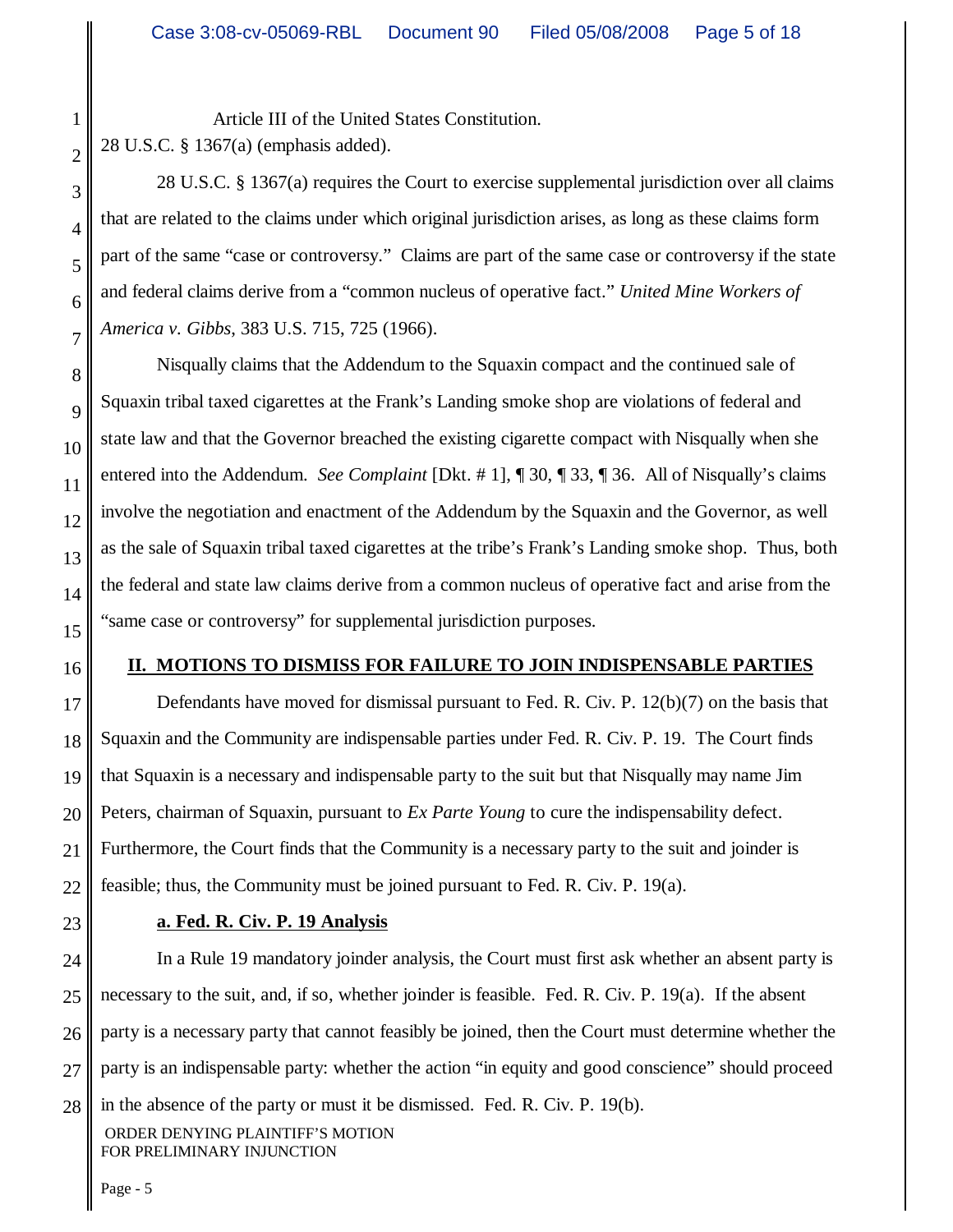Article III of the United States Constitution.

28 U.S.C. § 1367(a) (emphasis added).

28 U.S.C. § 1367(a) requires the Court to exercise supplemental jurisdiction over all claims that are related to the claims under which original jurisdiction arises, as long as these claims form part of the same "case or controversy." Claims are part of the same case or controversy if the state and federal claims derive from a "common nucleus of operative fact." *United Mine Workers of America v. Gibbs*, 383 U.S. 715, 725 (1966).

Nisqually claims that the Addendum to the Squaxin compact and the continued sale of Squaxin tribal taxed cigarettes at the Frank's Landing smoke shop are violations of federal and state law and that the Governor breached the existing cigarette compact with Nisqually when she entered into the Addendum. *See Complaint* [Dkt. # 1], ¶ 30, ¶ 33, ¶ 36. All of Nisqually's claims involve the negotiation and enactment of the Addendum by the Squaxin and the Governor, as well as the sale of Squaxin tribal taxed cigarettes at the tribe's Frank's Landing smoke shop. Thus, both the federal and state law claims derive from a common nucleus of operative fact and arise from the "same case or controversy" for supplemental jurisdiction purposes.

## II. MOTIONS TO DISMISS FOR FAILURE TO JOIN INDISPENSABLE PARTIES

Defendants have moved for dismissal pursuant to Fed. R. Civ. P. 12(b)(7) on the basis that Squaxin and the Community are indispensable parties under Fed. R. Civ. P. 19. The Court finds that Squaxin is a necessary and indispensable party to the suit but that Nisqually may name Jim Peters, chairman of Squaxin, pursuant to *Ex Parte Young* to cure the indispensability defect. Furthermore, the Court finds that the Community is a necessary party to the suit and joinder is feasible; thus, the Community must be joined pursuant to Fed. R. Civ. P. 19(a).

### a. Fed. R. Civ. P. 19 Analysis

In a Rule 19 mandatory joinder analysis, the Court must first ask whether an absent party is necessary to the suit, and, if so, whether joinder is feasible. Fed. R. Civ. P. 19(a). If the absent party is a necessary party that cannot feasibly be joined, then the Court must determine whether the party is an indispensable party: whether the action "in equity and good conscience" should proceed in the absence of the party or must it be dismissed. Fed. R. Civ. P. 19(b).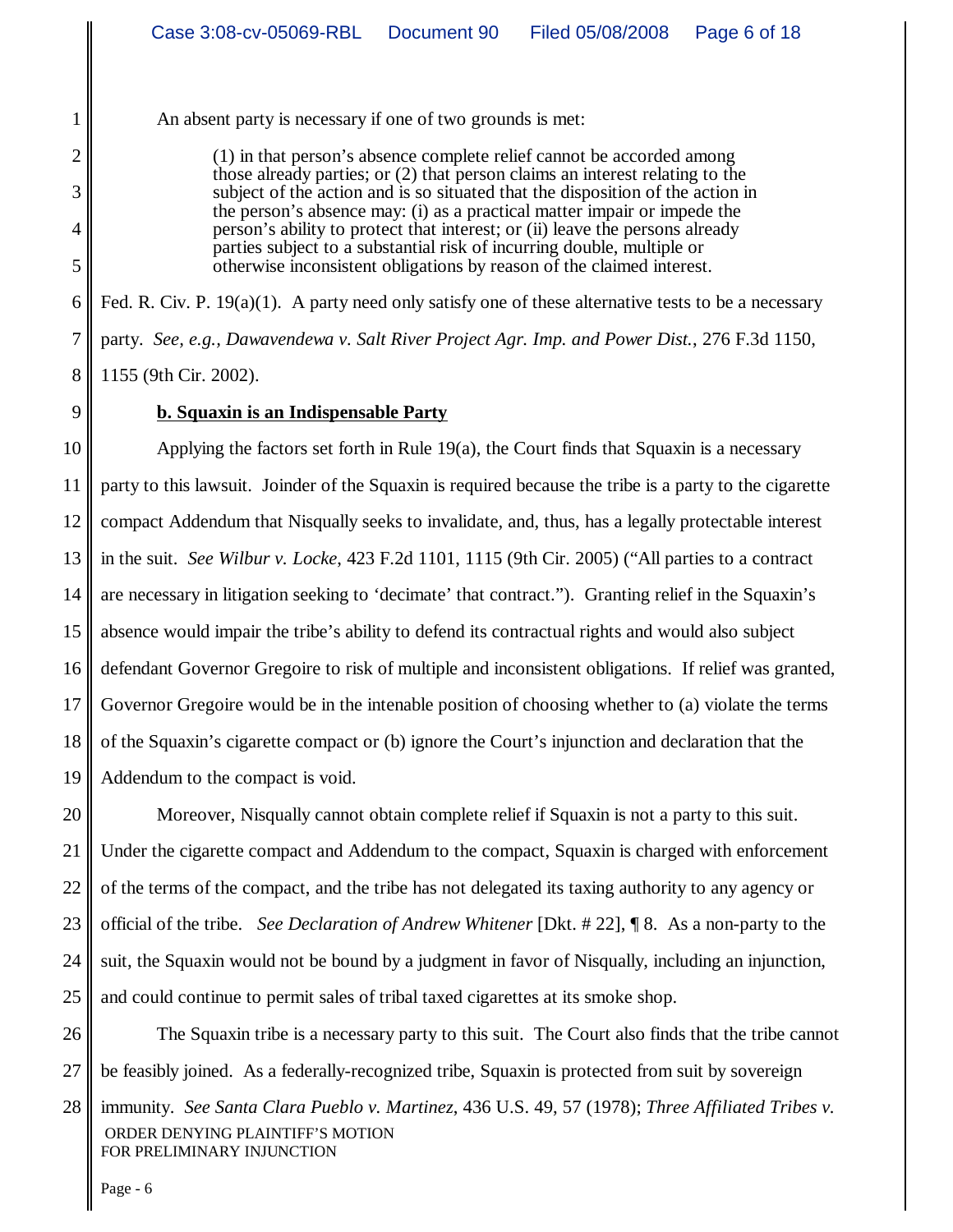An absent party is necessary if one of two grounds is met:

> (1) in that person's absence complete relief cannot be accorded among those already parties; or (2) that person claims an interest relating to the subject of the action and is so situated that the disposition of the action in the person's absence may: (i) as a practical matter impair or impede the person's ability to protect that interest; or (ii) leave the persons already parties subject to a substantial risk of incurring double, multiple or otherwise inconsistent obligations by reason of the claimed interest.

Fed. R. Civ. P. 19(a)(1). A party need only satisfy one of these alternative tests to be a necessary party. *See, e.g., Dawavendewa v. Salt River Project Agr. Imp. and Power Dist.*, 276 F.3d 1150, 1155 (9th Cir. 2002).

**b. Squaxin is an Indispensable Party**

Applying the factors set forth in Rule 19(a), the Court finds that Squaxin is a necessary party to this lawsuit. Joinder of the Squaxin is required because the tribe is a party to the cigarette compact Addendum that Nisqually seeks to invalidate, and, thus, has a legally protectable interest in the suit. *See Wilbur v. Locke*, 423 F.2d 1101, 1115 (9th Cir. 2005) ("All parties to a contract are necessary in litigation seeking to 'decimate' that contract."). Granting relief in the Squaxin's absence would impair the tribe's ability to defend its contractual rights and would also subject defendant Governor Gregoire to risk of multiple and inconsistent obligations. If relief was granted, Governor Gregoire would be in the intenable position of choosing whether to (a) violate the terms of the Squaxin's cigarette compact or (b) ignore the Court's injunction and declaration that the Addendum to the compact is void.

Moreover, Nisqually cannot obtain complete relief if Squaxin is not a party to this suit. Under the cigarette compact and Addendum to the compact, Squaxin is charged with enforcement of the terms of the compact, and the tribe has not delegated its taxing authority to any agency or official of the tribe. *See Declaration of Andrew Whitener* [Dkt. # 22], ¶ 8. As a non-party to the suit, the Squaxin would not be bound by a judgment in favor of Nisqually, including an injunction, and could continue to permit sales of tribal taxed cigarettes at its smoke shop.

The Squaxin tribe is a necessary party to this suit. The Court also finds that the tribe cannot be feasibly joined. As a federally-recognized tribe, Squaxin is protected from suit by sovereign immunity. *See Santa Clara Pueblo v. Martinez*, 436 U.S. 49, 57 (1978); *Three Affiliated Tribes v.*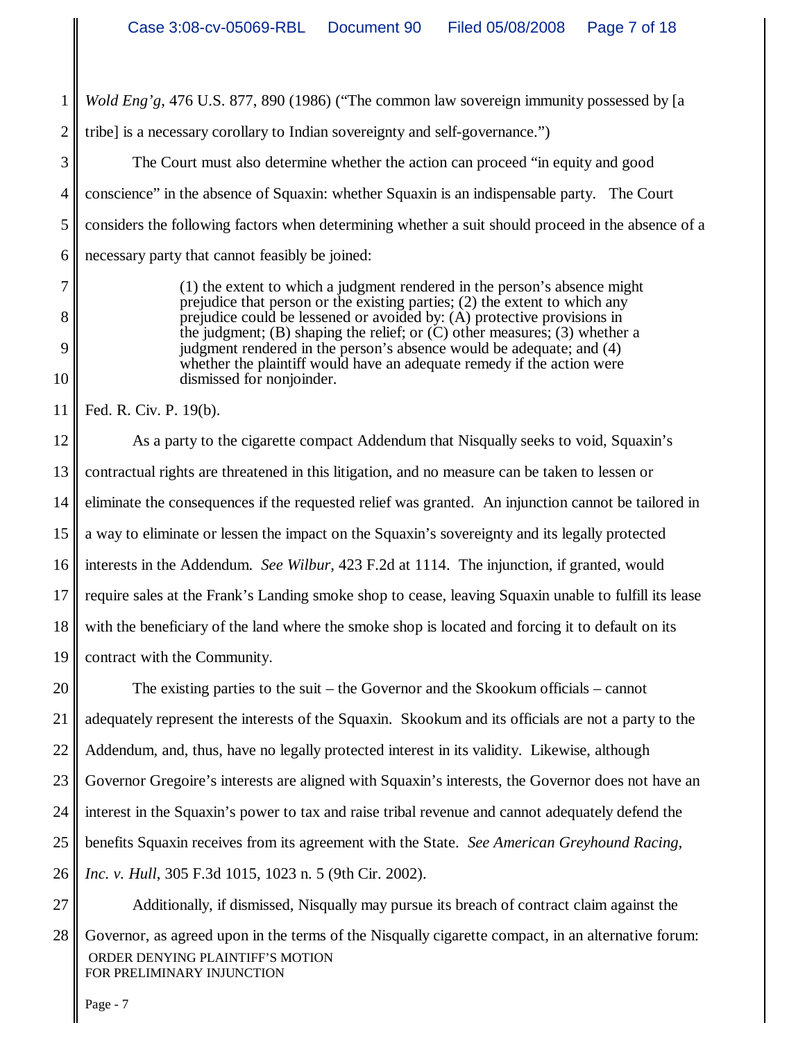*Wold Eng'g*, 476 U.S. 877, 890 (1986) ("The common law sovereign immunity possessed by [a tribe] is a necessary corollary to Indian sovereignty and self-governance.")

The Court must also determine whether the action can proceed "in equity and good conscience" in the absence of Squaxin: whether Squaxin is an indispensable party. The Court considers the following factors when determining whether a suit should proceed in the absence of a necessary party that cannot feasibly be joined:

> (1) the extent to which a judgment rendered in the person's absence might prejudice that person or the existing parties; (2) the extent to which any prejudice could be lessened or avoided by: (A) protective provisions in the judgment; (B) shaping the relief; or (C) other measures; (3) whether a judgment rendered in the person's absence would be adequate; and (4) whether the plaintiff would have an adequate remedy if the action were dismissed for nonjoinder.

Fed. R. Civ. P. 19(b).

As a party to the cigarette compact Addendum that Nisqually seeks to void, Squaxin's contractual rights are threatened in this litigation, and no measure can be taken to lessen or eliminate the consequences if the requested relief was granted. An injunction cannot be tailored in a way to eliminate or lessen the impact on the Squaxin's sovereignty and its legally protected interests in the Addendum. *See Wilbur*, 423 F.2d at 1114. The injunction, if granted, would require sales at the Frank's Landing smoke shop to cease, leaving Squaxin unable to fulfill its lease with the beneficiary of the land where the smoke shop is located and forcing it to default on its contract with the Community.

The existing parties to the suit – the Governor and the Skookum officials – cannot adequately represent the interests of the Squaxin. Skookum and its officials are not a party to the Addendum, and, thus, have no legally protected interest in its validity. Likewise, although Governor Gregoire's interests are aligned with Squaxin's interests, the Governor does not have an interest in the Squaxin's power to tax and raise tribal revenue and cannot adequately defend the benefits Squaxin receives from its agreement with the State. *See American Greyhound Racing, Inc. v. Hull*, 305 F.3d 1015, 1023 n. 5 (9th Cir. 2002).

Additionally, if dismissed, Nisqually may pursue its breach of contract claim against the Governor, as agreed upon in the terms of the Nisqually cigarette compact, in an alternative forum: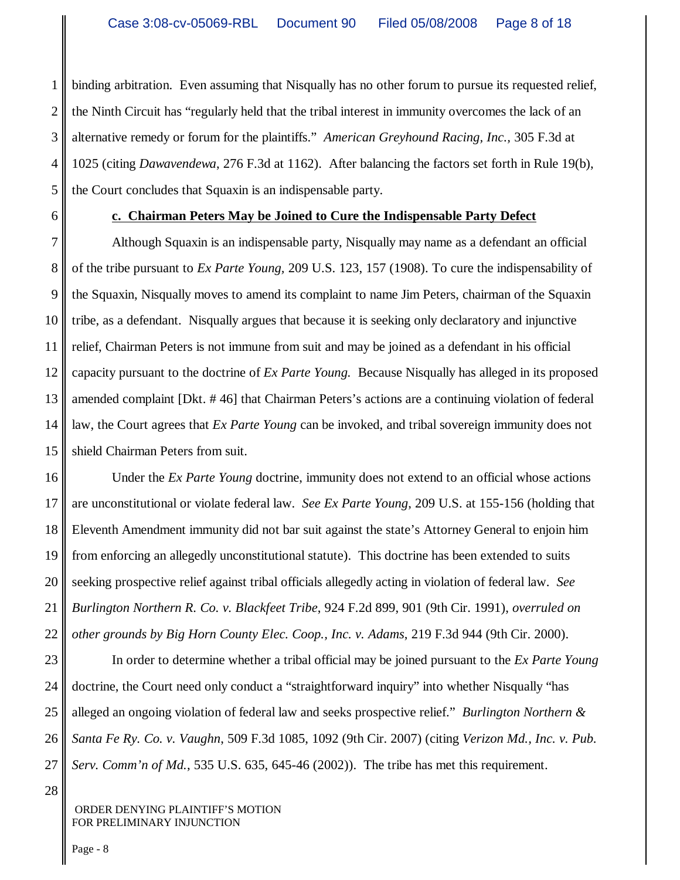binding arbitration. Even assuming that Nisqually has no other forum to pursue its requested relief, the Ninth Circuit has "regularly held that the tribal interest in immunity overcomes the lack of an alternative remedy or forum for the plaintiffs." *American Greyhound Racing, Inc.*, 305 F.3d at 1025 (citing *Dawavendewa*, 276 F.3d at 1162). After balancing the factors set forth in Rule 19(b), the Court concludes that Squaxin is an indispensable party.

**c. Chairman Peters May be Joined to Cure the Indispensable Party Defect**

Although Squaxin is an indispensable party, Nisqually may name as a defendant an official of the tribe pursuant to *Ex Parte Young*, 209 U.S. 123, 157 (1908). To cure the indispensability of the Squaxin, Nisqually moves to amend its complaint to name Jim Peters, chairman of the Squaxin tribe, as a defendant. Nisqually argues that because it is seeking only declaratory and injunctive relief, Chairman Peters is not immune from suit and may be joined as a defendant in his official capacity pursuant to the doctrine of *Ex Parte Young.* Because Nisqually has alleged in its proposed amended complaint [Dkt. # 46] that Chairman Peters's actions are a continuing violation of federal law, the Court agrees that *Ex Parte Young* can be invoked, and tribal sovereign immunity does not shield Chairman Peters from suit.

Under the *Ex Parte Young* doctrine, immunity does not extend to an official whose actions are unconstitutional or violate federal law. *See Ex Parte Young*, 209 U.S. at 155-156 (holding that Eleventh Amendment immunity did not bar suit against the state's Attorney General to enjoin him from enforcing an allegedly unconstitutional statute). This doctrine has been extended to suits seeking prospective relief against tribal officials allegedly acting in violation of federal law. *See Burlington Northern R. Co. v. Blackfeet Tribe*, 924 F.2d 899, 901 (9th Cir. 1991), *overruled on other grounds by Big Horn County Elec. Coop., Inc. v. Adams*, 219 F.3d 944 (9th Cir. 2000).

In order to determine whether a tribal official may be joined pursuant to the *Ex Parte Young* doctrine, the Court need only conduct a "straightforward inquiry" into whether Nisqually "has alleged an ongoing violation of federal law and seeks prospective relief." *Burlington Northern & Santa Fe Ry. Co. v. Vaughn*, 509 F.3d 1085, 1092 (9th Cir. 2007) (citing *Verizon Md., Inc. v. Pub. Serv. Comm'n of Md.*, 535 U.S. 635, 645-46 (2002)). The tribe has met this requirement.

ORDER DENYING PLAINTIFF'S MOTION FOR PRELIMINARY INJUNCTION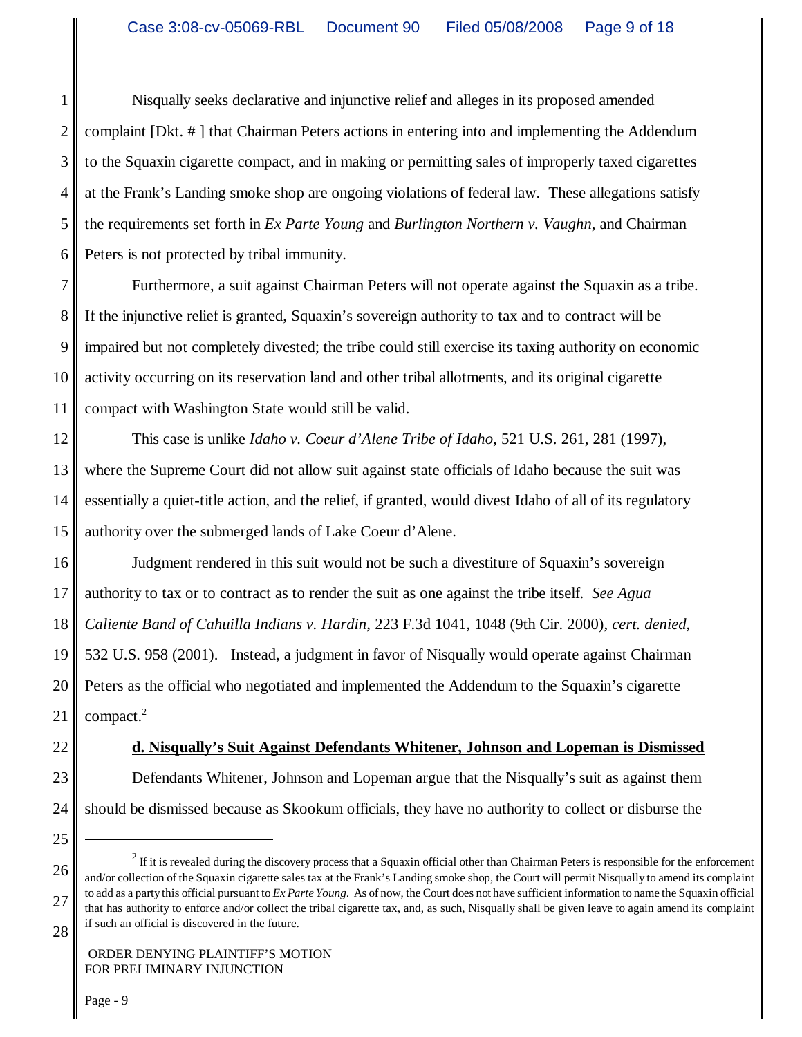Nisqually seeks declarative and injunctive relief and alleges in its proposed amended complaint [Dkt. # ] that Chairman Peters actions in entering into and implementing the Addendum to the Squaxin cigarette compact, and in making or permitting sales of improperly taxed cigarettes at the Frank's Landing smoke shop are ongoing violations of federal law. These allegations satisfy the requirements set forth in *Ex Parte Young* and *Burlington Northern v. Vaughn*, and Chairman Peters is not protected by tribal immunity.

Furthermore, a suit against Chairman Peters will not operate against the Squaxin as a tribe. If the injunctive relief is granted, Squaxin's sovereign authority to tax and to contract will be impaired but not completely divested; the tribe could still exercise its taxing authority on economic activity occurring on its reservation land and other tribal allotments, and its original cigarette compact with Washington State would still be valid.

This case is unlike *Idaho v. Coeur d'Alene Tribe of Idaho*, 521 U.S. 261, 281 (1997), where the Supreme Court did not allow suit against state officials of Idaho because the suit was essentially a quiet-title action, and the relief, if granted, would divest Idaho of all of its regulatory authority over the submerged lands of Lake Coeur d'Alene.

Judgment rendered in this suit would not be such a divestiture of Squaxin's sovereign authority to tax or to contract as to render the suit as one against the tribe itself. *See Agua Caliente Band of Cahuilla Indians v. Hardin*, 223 F.3d 1041, 1048 (9th Cir. 2000), *cert. denied*, 532 U.S. 958 (2001). Instead, a judgment in favor of Nisqually would operate against Chairman Peters as the official who negotiated and implemented the Addendum to the Squaxin's cigarette compact.[2]

**d. Nisqually's Suit Against Defendants Whitener, Johnson and Lopeman is Dismissed**

Defendants Whitener, Johnson and Lopeman argue that the Nisqually's suit as against them should be dismissed because as Skookum officials, they have no authority to collect or disburse the

---

[2] If it is revealed during the discovery process that a Squaxin official other than Chairman Peters is responsible for the enforcement and/or collection of the Squaxin cigarette sales tax at the Frank's Landing smoke shop, the Court will permit Nisqually to amend its complaint to add as a party this official pursuant to *Ex Parte Young*. As of now, the Court does not have sufficient information to name the Squaxin official that has authority to enforce and/or collect the tribal cigarette tax, and, as such, Nisqually shall be given leave to again amend its complaint if such an official is discovered in the future.

ORDER DENYING PLAINTIFF'S MOTION FOR PRELIMINARY INJUNCTION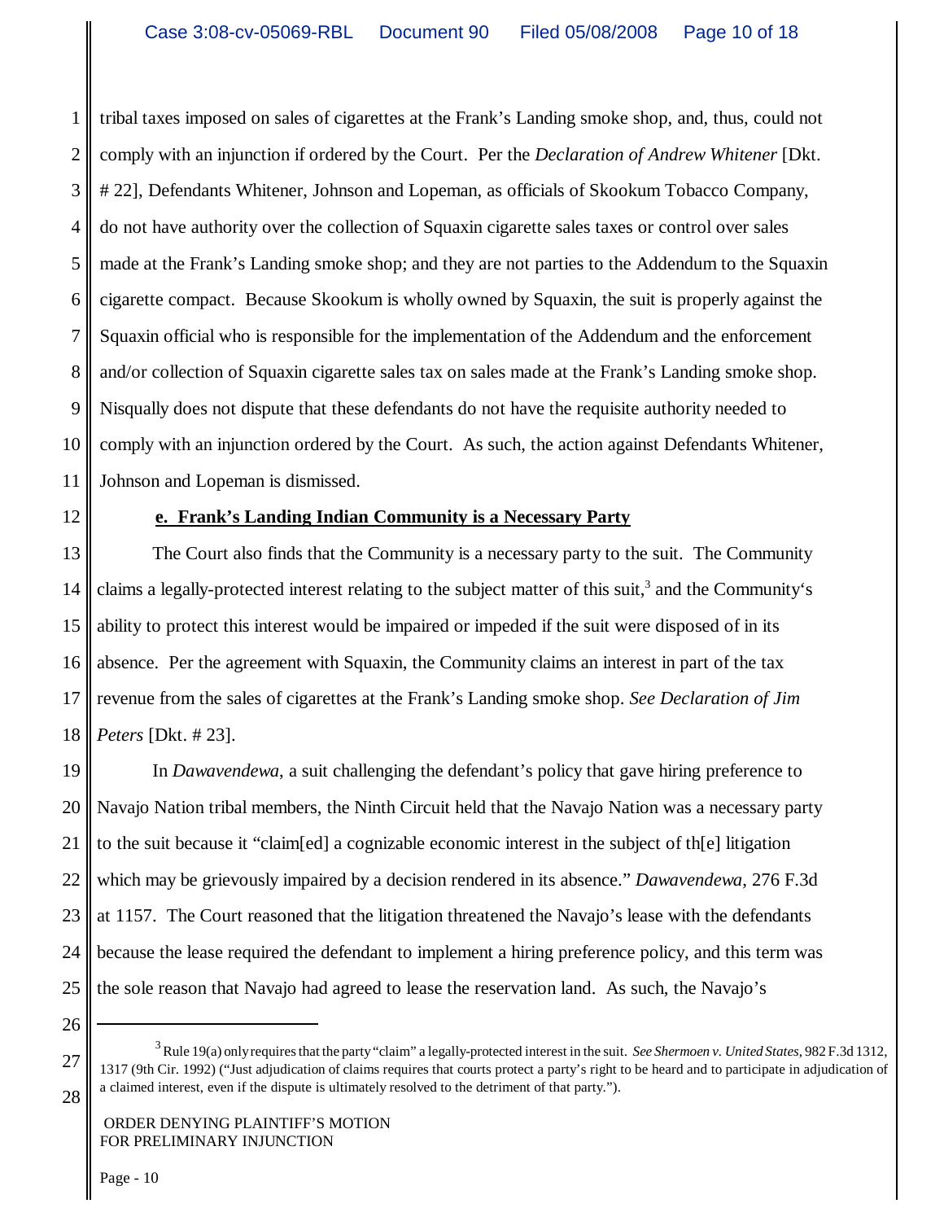tribal taxes imposed on sales of cigarettes at the Frank's Landing smoke shop, and, thus, could not comply with an injunction if ordered by the Court. Per the *Declaration of Andrew Whitener* [Dkt. # 22], Defendants Whitener, Johnson and Lopeman, as officials of Skookum Tobacco Company, do not have authority over the collection of Squaxin cigarette sales taxes or control over sales made at the Frank's Landing smoke shop; and they are not parties to the Addendum to the Squaxin cigarette compact. Because Skookum is wholly owned by Squaxin, the suit is properly against the Squaxin official who is responsible for the implementation of the Addendum and the enforcement and/or collection of Squaxin cigarette sales tax on sales made at the Frank's Landing smoke shop. Nisqually does not dispute that these defendants do not have the requisite authority needed to comply with an injunction ordered by the Court. As such, the action against Defendants Whitener, Johnson and Lopeman is dismissed.

**e. Frank's Landing Indian Community is a Necessary Party**

The Court also finds that the Community is a necessary party to the suit. The Community claims a legally-protected interest relating to the subject matter of this suit,[3] and the Community's ability to protect this interest would be impaired or impeded if the suit were disposed of in its absence. Per the agreement with Squaxin, the Community claims an interest in part of the tax revenue from the sales of cigarettes at the Frank's Landing smoke shop. *See Declaration of Jim Peters* [Dkt. # 23].

In *Dawavendewa*, a suit challenging the defendant's policy that gave hiring preference to Navajo Nation tribal members, the Ninth Circuit held that the Navajo Nation was a necessary party to the suit because it "claim[ed] a cognizable economic interest in the subject of th[e] litigation which may be grievously impaired by a decision rendered in its absence." *Dawavendewa*, 276 F.3d at 1157. The Court reasoned that the litigation threatened the Navajo's lease with the defendants because the lease required the defendant to implement a hiring preference policy, and this term was the sole reason that Navajo had agreed to lease the reservation land. As such, the Navajo's

---

[3] Rule 19(a) only requires that the party "claim" a legally-protected interest in the suit. *See Shermoen v. United States*, 982 F.3d 1312, 1317 (9th Cir. 1992) ("Just adjudication of claims requires that courts protect a party's right to be heard and to participate in adjudication of a claimed interest, even if the dispute is ultimately resolved to the detriment of that party.").

ORDER DENYING PLAINTIFF'S MOTION FOR PRELIMINARY INJUNCTION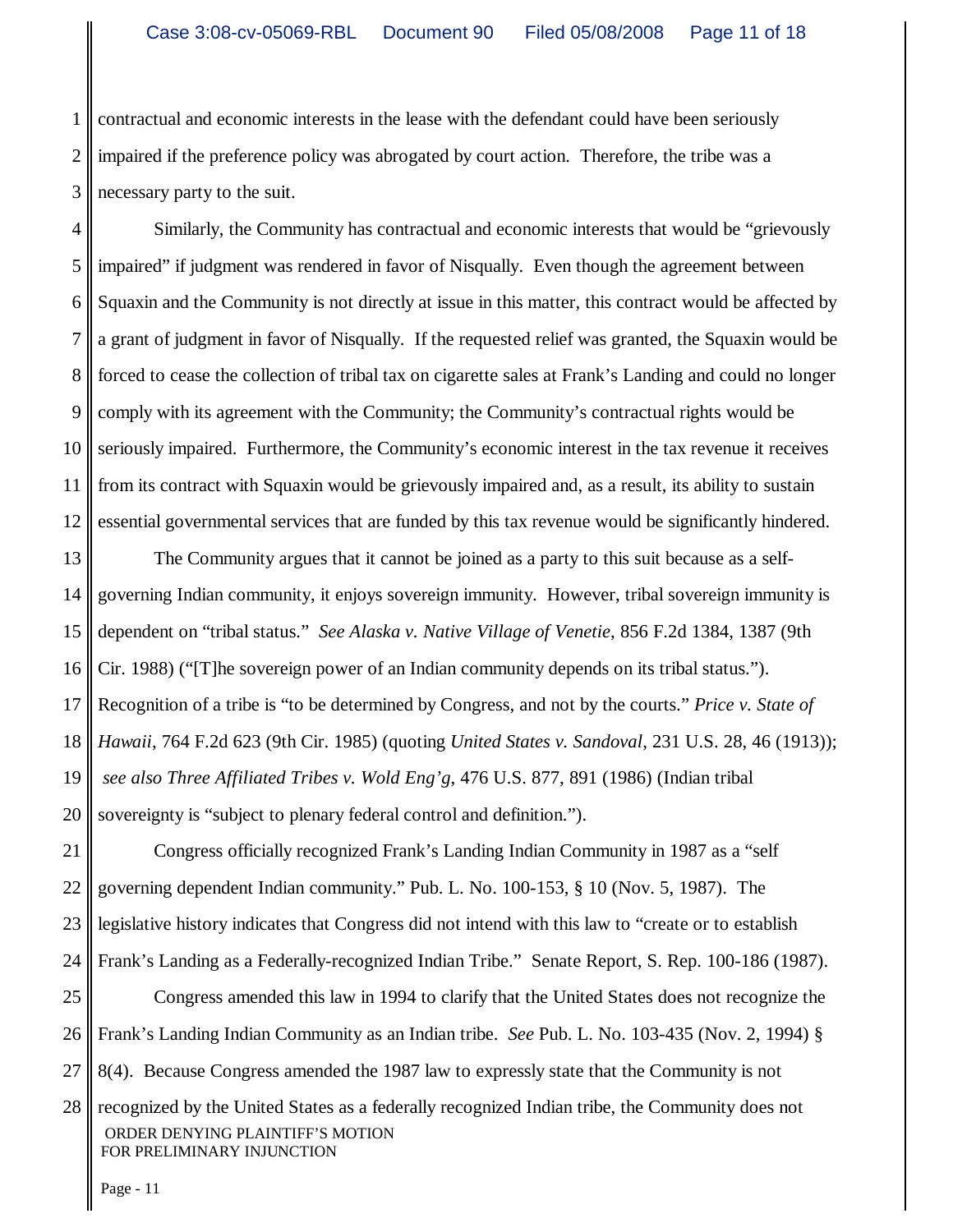contractual and economic interests in the lease with the defendant could have been seriously impaired if the preference policy was abrogated by court action. Therefore, the tribe was a necessary party to the suit.

Similarly, the Community has contractual and economic interests that would be "grievously impaired" if judgment was rendered in favor of Nisqually. Even though the agreement between Squaxin and the Community is not directly at issue in this matter, this contract would be affected by a grant of judgment in favor of Nisqually. If the requested relief was granted, the Squaxin would be forced to cease the collection of tribal tax on cigarette sales at Frank's Landing and could no longer comply with its agreement with the Community; the Community's contractual rights would be seriously impaired. Furthermore, the Community's economic interest in the tax revenue it receives from its contract with Squaxin would be grievously impaired and, as a result, its ability to sustain essential governmental services that are funded by this tax revenue would be significantly hindered.

The Community argues that it cannot be joined as a party to this suit because as a self-governing Indian community, it enjoys sovereign immunity. However, tribal sovereign immunity is dependent on "tribal status." *See Alaska v. Native Village of Venetie*, 856 F.2d 1384, 1387 (9th Cir. 1988) ("[T]he sovereign power of an Indian community depends on its tribal status."). Recognition of a tribe is "to be determined by Congress, and not by the courts." *Price v. State of Hawaii*, 764 F.2d 623 (9th Cir. 1985) (quoting *United States v. Sandoval*, 231 U.S. 28, 46 (1913)); *see also Three Affiliated Tribes v. Wold Eng'g*, 476 U.S. 877, 891 (1986) (Indian tribal sovereignty is "subject to plenary federal control and definition.").

Congress officially recognized Frank's Landing Indian Community in 1987 as a "self governing dependent Indian community." Pub. L. No. 100-153, § 10 (Nov. 5, 1987). The legislative history indicates that Congress did not intend with this law to "create or to establish Frank's Landing as a Federally-recognized Indian Tribe." Senate Report, S. Rep. 100-186 (1987).

Congress amended this law in 1994 to clarify that the United States does not recognize the Frank's Landing Indian Community as an Indian tribe. *See* Pub. L. No. 103-435 (Nov. 2, 1994) § 8(4). Because Congress amended the 1987 law to expressly state that the Community is not recognized by the United States as a federally recognized Indian tribe, the Community does not

ORDER DENYING PLAINTIFF'S MOTION FOR PRELIMINARY INJUNCTION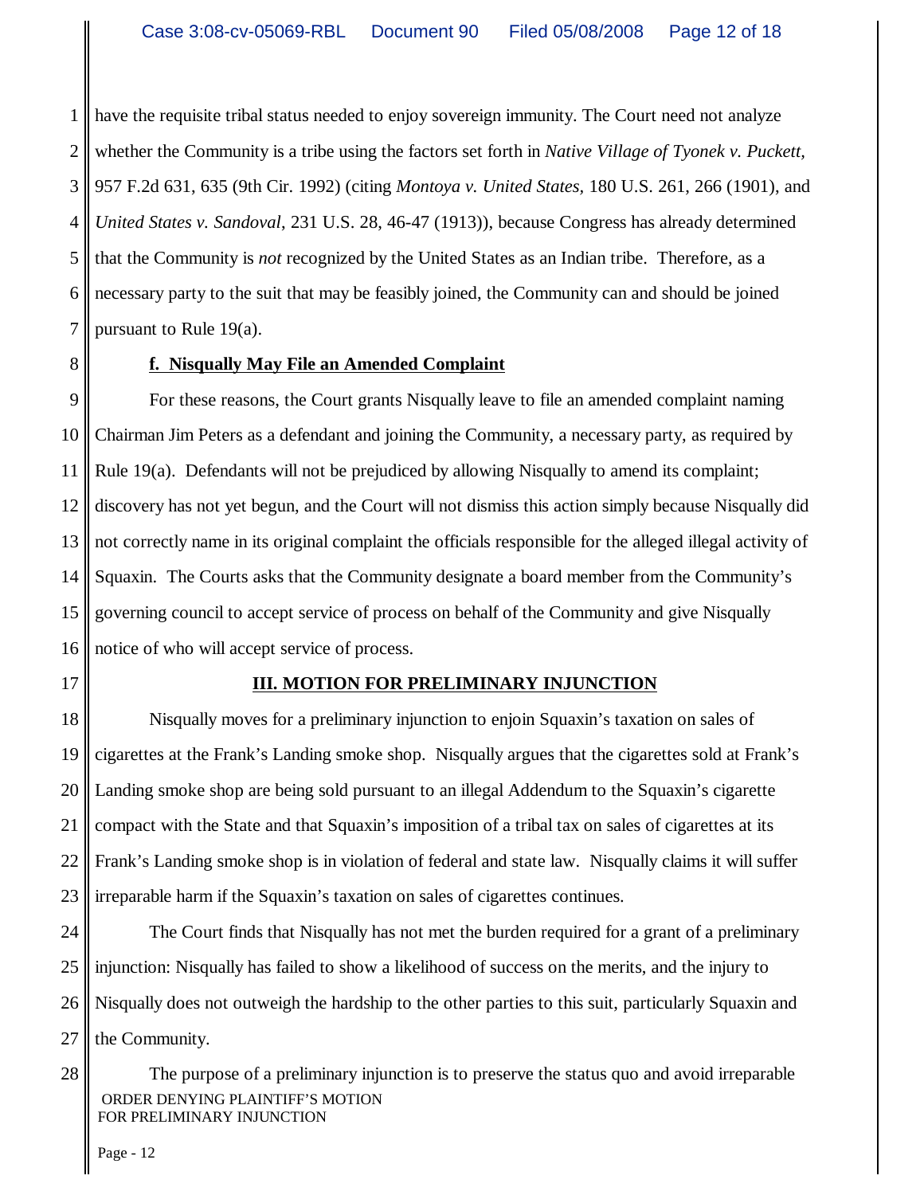have the requisite tribal status needed to enjoy sovereign immunity. The Court need not analyze whether the Community is a tribe using the factors set forth in *Native Village of Tyonek v. Puckett*, 957 F.2d 631, 635 (9th Cir. 1992) (citing *Montoya v. United States*, 180 U.S. 261, 266 (1901), and *United States v. Sandoval*, 231 U.S. 28, 46-47 (1913)), because Congress has already determined that the Community is *not* recognized by the United States as an Indian tribe. Therefore, as a necessary party to the suit that may be feasibly joined, the Community can and should be joined pursuant to Rule 19(a).

**f. Nisqually May File an Amended Complaint**

For these reasons, the Court grants Nisqually leave to file an amended complaint naming Chairman Jim Peters as a defendant and joining the Community, a necessary party, as required by Rule 19(a). Defendants will not be prejudiced by allowing Nisqually to amend its complaint; discovery has not yet begun, and the Court will not dismiss this action simply because Nisqually did not correctly name in its original complaint the officials responsible for the alleged illegal activity of Squaxin. The Courts asks that the Community designate a board member from the Community's governing council to accept service of process on behalf of the Community and give Nisqually notice of who will accept service of process.

## III. MOTION FOR PRELIMINARY INJUNCTION

Nisqually moves for a preliminary injunction to enjoin Squaxin's taxation on sales of cigarettes at the Frank's Landing smoke shop. Nisqually argues that the cigarettes sold at Frank's Landing smoke shop are being sold pursuant to an illegal Addendum to the Squaxin's cigarette compact with the State and that Squaxin's imposition of a tribal tax on sales of cigarettes at its Frank's Landing smoke shop is in violation of federal and state law. Nisqually claims it will suffer irreparable harm if the Squaxin's taxation on sales of cigarettes continues.

The Court finds that Nisqually has not met the burden required for a grant of a preliminary injunction: Nisqually has failed to show a likelihood of success on the merits, and the injury to Nisqually does not outweigh the hardship to the other parties to this suit, particularly Squaxin and the Community.

The purpose of a preliminary injunction is to preserve the status quo and avoid irreparable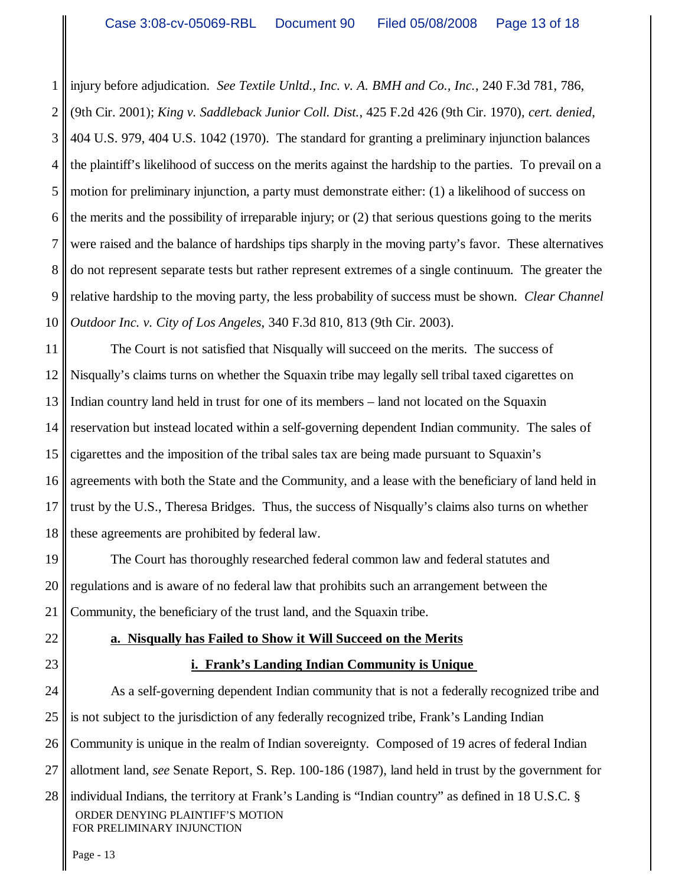injury before adjudication. *See Textile Unltd., Inc. v. A. BMH and Co., Inc.*, 240 F.3d 781, 786, (9th Cir. 2001); *King v. Saddleback Junior Coll. Dist.*, 425 F.2d 426 (9th Cir. 1970), *cert. denied*, 404 U.S. 979, 404 U.S. 1042 (1970). The standard for granting a preliminary injunction balances the plaintiff's likelihood of success on the merits against the hardship to the parties. To prevail on a motion for preliminary injunction, a party must demonstrate either: (1) a likelihood of success on the merits and the possibility of irreparable injury; or (2) that serious questions going to the merits were raised and the balance of hardships tips sharply in the moving party's favor. These alternatives do not represent separate tests but rather represent extremes of a single continuum. The greater the relative hardship to the moving party, the less probability of success must be shown. *Clear Channel Outdoor Inc. v. City of Los Angeles*, 340 F.3d 810, 813 (9th Cir. 2003).

The Court is not satisfied that Nisqually will succeed on the merits. The success of Nisqually's claims turns on whether the Squaxin tribe may legally sell tribal taxed cigarettes on Indian country land held in trust for one of its members – land not located on the Squaxin reservation but instead located within a self-governing dependent Indian community. The sales of cigarettes and the imposition of the tribal sales tax are being made pursuant to Squaxin's agreements with both the State and the Community, and a lease with the beneficiary of land held in trust by the U.S., Theresa Bridges. Thus, the success of Nisqually's claims also turns on whether these agreements are prohibited by federal law.

The Court has thoroughly researched federal common law and federal statutes and regulations and is aware of no federal law that prohibits such an arrangement between the Community, the beneficiary of the trust land, and the Squaxin tribe.

**a. Nisqually has Failed to Show it Will Succeed on the Merits**

**i. Frank's Landing Indian Community is Unique**

As a self-governing dependent Indian community that is not a federally recognized tribe and is not subject to the jurisdiction of any federally recognized tribe, Frank's Landing Indian Community is unique in the realm of Indian sovereignty. Composed of 19 acres of federal Indian allotment land, *see* Senate Report, S. Rep. 100-186 (1987), land held in trust by the government for individual Indians, the territory at Frank's Landing is "Indian country" as defined in 18 U.S.C. §

ORDER DENYING PLAINTIFF'S MOTION FOR PRELIMINARY INJUNCTION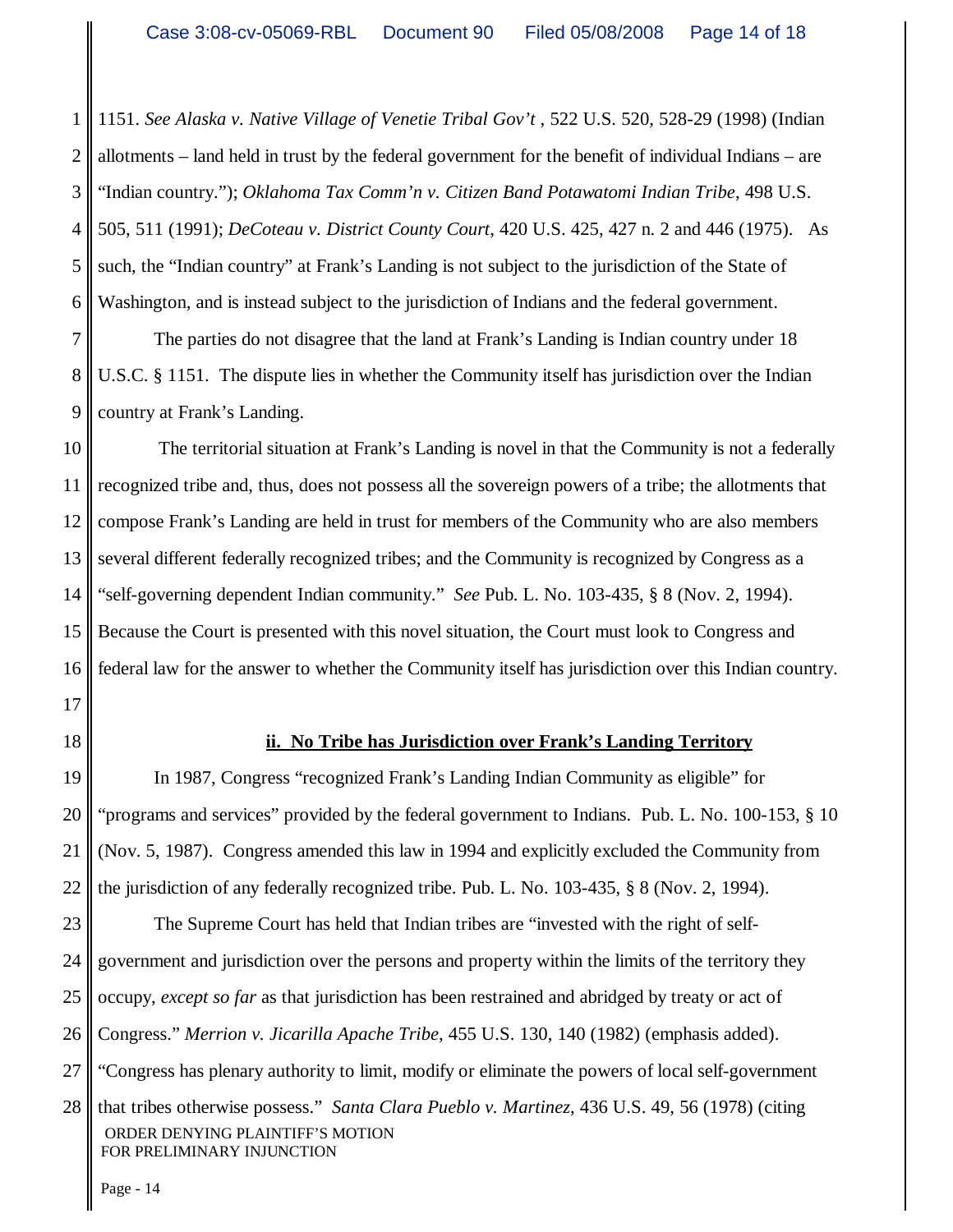1151. *See Alaska v. Native Village of Venetie Tribal Gov't* , 522 U.S. 520, 528-29 (1998) (Indian allotments – land held in trust by the federal government for the benefit of individual Indians – are "Indian country."); *Oklahoma Tax Comm'n v. Citizen Band Potawatomi Indian Tribe*, 498 U.S. 505, 511 (1991); *DeCoteau v. District County Court*, 420 U.S. 425, 427 n. 2 and 446 (1975). As such, the "Indian country" at Frank's Landing is not subject to the jurisdiction of the State of Washington, and is instead subject to the jurisdiction of Indians and the federal government.

The parties do not disagree that the land at Frank's Landing is Indian country under 18 U.S.C. § 1151. The dispute lies in whether the Community itself has jurisdiction over the Indian country at Frank's Landing.

The territorial situation at Frank's Landing is novel in that the Community is not a federally recognized tribe and, thus, does not possess all the sovereign powers of a tribe; the allotments that compose Frank's Landing are held in trust for members of the Community who are also members several different federally recognized tribes; and the Community is recognized by Congress as a "self-governing dependent Indian community." *See* Pub. L. No. 103-435, § 8 (Nov. 2, 1994). Because the Court is presented with this novel situation, the Court must look to Congress and federal law for the answer to whether the Community itself has jurisdiction over this Indian country.

**ii. No Tribe has Jurisdiction over Frank's Landing Territory**

In 1987, Congress "recognized Frank's Landing Indian Community as eligible" for "programs and services" provided by the federal government to Indians. Pub. L. No. 100-153, § 10 (Nov. 5, 1987). Congress amended this law in 1994 and explicitly excluded the Community from the jurisdiction of any federally recognized tribe. Pub. L. No. 103-435, § 8 (Nov. 2, 1994).

The Supreme Court has held that Indian tribes are "invested with the right of self-government and jurisdiction over the persons and property within the limits of the territory they occupy, *except so far* as that jurisdiction has been restrained and abridged by treaty or act of Congress." *Merrion v. Jicarilla Apache Tribe*, 455 U.S. 130, 140 (1982) (emphasis added). "Congress has plenary authority to limit, modify or eliminate the powers of local self-government that tribes otherwise possess." *Santa Clara Pueblo v. Martinez*, 436 U.S. 49, 56 (1978) (citing

ORDER DENYING PLAINTIFF'S MOTION FOR PRELIMINARY INJUNCTION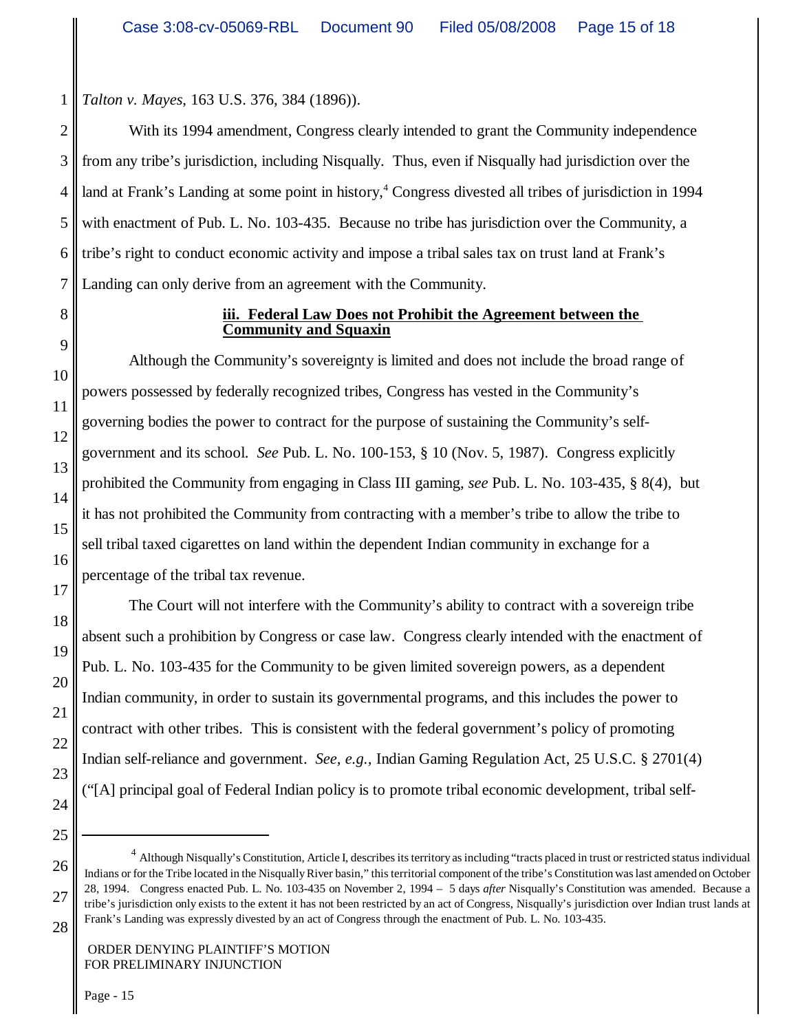*Talton v. Mayes*, 163 U.S. 376, 384 (1896)).

With its 1994 amendment, Congress clearly intended to grant the Community independence from any tribe's jurisdiction, including Nisqually. Thus, even if Nisqually had jurisdiction over the land at Frank's Landing at some point in history,[4] Congress divested all tribes of jurisdiction in 1994 with enactment of Pub. L. No. 103-435. Because no tribe has jurisdiction over the Community, a tribe's right to conduct economic activity and impose a tribal sales tax on trust land at Frank's Landing can only derive from an agreement with the Community.

**iii. Federal Law Does not Prohibit the Agreement between the Community and Squaxin**

Although the Community's sovereignty is limited and does not include the broad range of powers possessed by federally recognized tribes, Congress has vested in the Community's governing bodies the power to contract for the purpose of sustaining the Community's self-government and its school. *See* Pub. L. No. 100-153, § 10 (Nov. 5, 1987). Congress explicitly prohibited the Community from engaging in Class III gaming, *see* Pub. L. No. 103-435, § 8(4), but it has not prohibited the Community from contracting with a member's tribe to allow the tribe to sell tribal taxed cigarettes on land within the dependent Indian community in exchange for a percentage of the tribal tax revenue.

The Court will not interfere with the Community's ability to contract with a sovereign tribe absent such a prohibition by Congress or case law. Congress clearly intended with the enactment of Pub. L. No. 103-435 for the Community to be given limited sovereign powers, as a dependent Indian community, in order to sustain its governmental programs, and this includes the power to contract with other tribes. This is consistent with the federal government's policy of promoting Indian self-reliance and government. *See, e.g.*, Indian Gaming Regulation Act, 25 U.S.C. § 2701(4) ("[A] principal goal of Federal Indian policy is to promote tribal economic development, tribal self-

---

[4] Although Nisqually's Constitution, Article I, describes its territory as including "tracts placed in trust or restricted status individual Indians or for the Tribe located in the Nisqually River basin," this territorial component of the tribe's Constitution was last amended on October 28, 1994. Congress enacted Pub. L. No. 103-435 on November 2, 1994 – 5 days *after* Nisqually's Constitution was amended. Because a tribe's jurisdiction only exists to the extent it has not been restricted by an act of Congress, Nisqually's jurisdiction over Indian trust lands at Frank's Landing was expressly divested by an act of Congress through the enactment of Pub. L. No. 103-435.

ORDER DENYING PLAINTIFF'S MOTION FOR PRELIMINARY INJUNCTION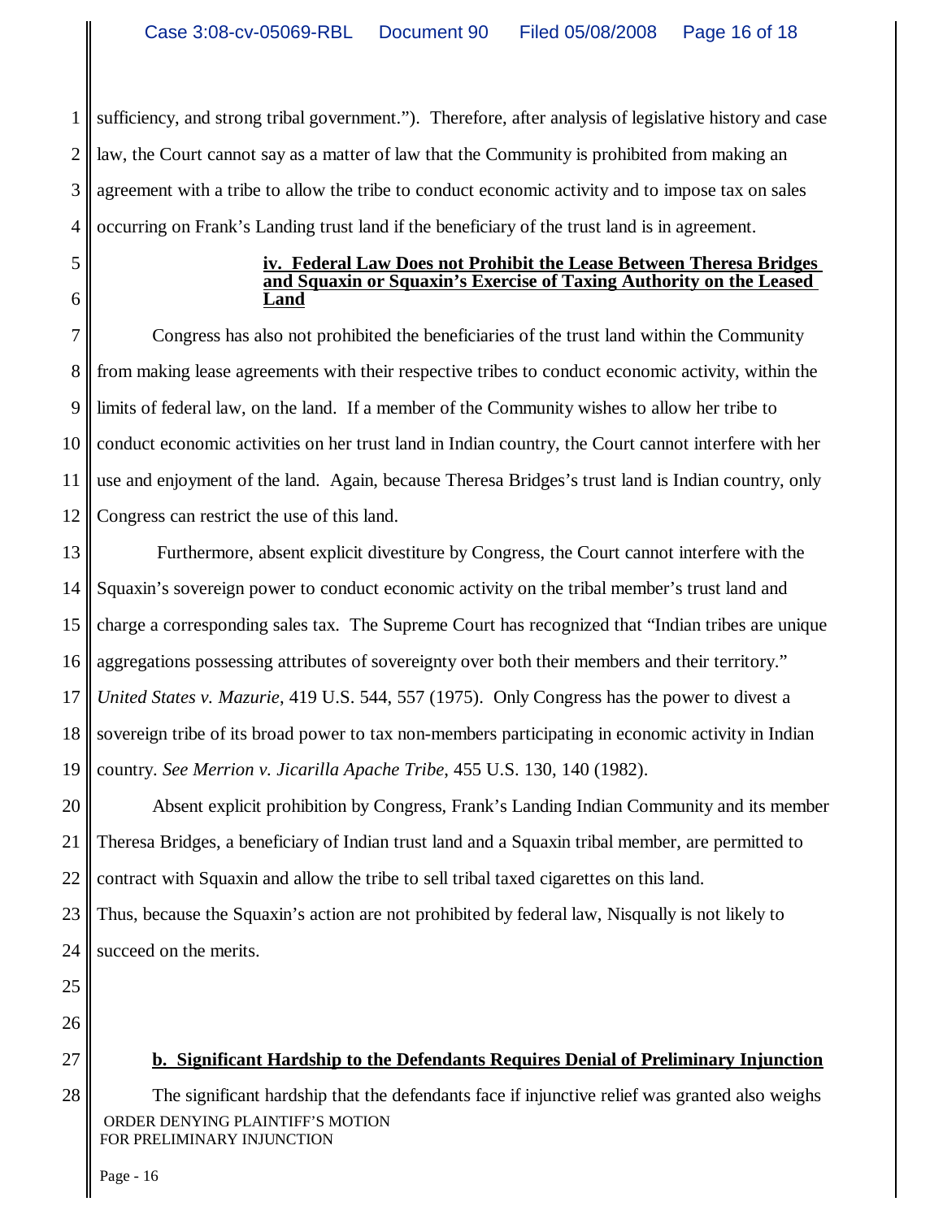sufficiency, and strong tribal government."). Therefore, after analysis of legislative history and case law, the Court cannot say as a matter of law that the Community is prohibited from making an agreement with a tribe to allow the tribe to conduct economic activity and to impose tax on sales occurring on Frank's Landing trust land if the beneficiary of the trust land is in agreement.

**iv. Federal Law Does not Prohibit the Lease Between Theresa Bridges and Squaxin or Squaxin's Exercise of Taxing Authority on the Leased Land**

Congress has also not prohibited the beneficiaries of the trust land within the Community from making lease agreements with their respective tribes to conduct economic activity, within the limits of federal law, on the land. If a member of the Community wishes to allow her tribe to conduct economic activities on her trust land in Indian country, the Court cannot interfere with her use and enjoyment of the land. Again, because Theresa Bridges's trust land is Indian country, only Congress can restrict the use of this land.

Furthermore, absent explicit divestiture by Congress, the Court cannot interfere with the Squaxin's sovereign power to conduct economic activity on the tribal member's trust land and charge a corresponding sales tax. The Supreme Court has recognized that "Indian tribes are unique aggregations possessing attributes of sovereignty over both their members and their territory." *United States v. Mazurie*, 419 U.S. 544, 557 (1975). Only Congress has the power to divest a sovereign tribe of its broad power to tax non-members participating in economic activity in Indian country. *See Merrion v. Jicarilla Apache Tribe*, 455 U.S. 130, 140 (1982).

Absent explicit prohibition by Congress, Frank's Landing Indian Community and its member Theresa Bridges, a beneficiary of Indian trust land and a Squaxin tribal member, are permitted to contract with Squaxin and allow the tribe to sell tribal taxed cigarettes on this land.

Thus, because the Squaxin's action are not prohibited by federal law, Nisqually is not likely to succeed on the merits.

**b. Significant Hardship to the Defendants Requires Denial of Preliminary Injunction**

The significant hardship that the defendants face if injunctive relief was granted also weighs

ORDER DENYING PLAINTIFF'S MOTION FOR PRELIMINARY INJUNCTION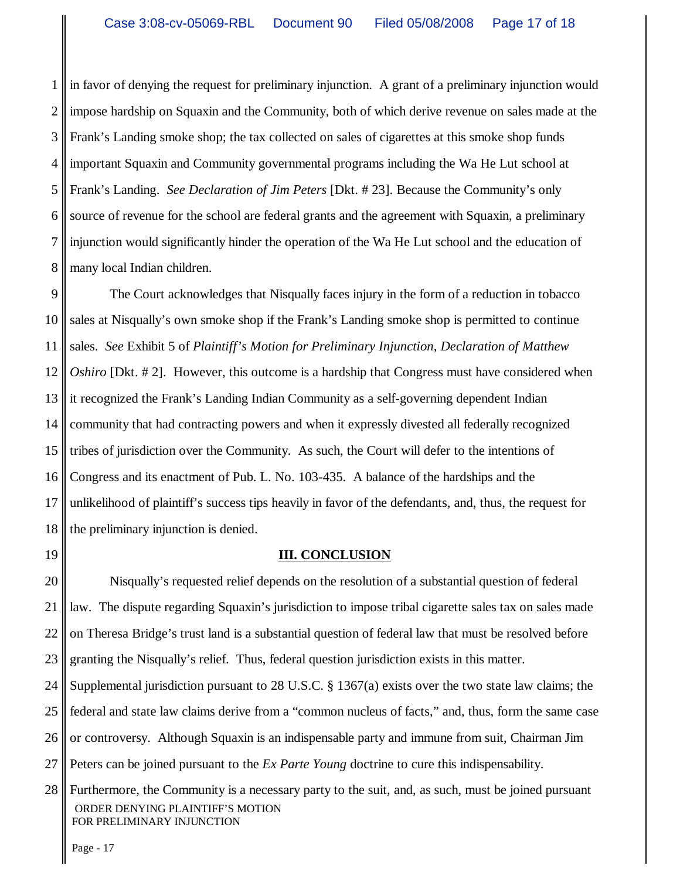in favor of denying the request for preliminary injunction. A grant of a preliminary injunction would impose hardship on Squaxin and the Community, both of which derive revenue on sales made at the Frank's Landing smoke shop; the tax collected on sales of cigarettes at this smoke shop funds important Squaxin and Community governmental programs including the Wa He Lut school at Frank's Landing. *See Declaration of Jim Peters* [Dkt. # 23]. Because the Community's only source of revenue for the school are federal grants and the agreement with Squaxin, a preliminary injunction would significantly hinder the operation of the Wa He Lut school and the education of many local Indian children.

The Court acknowledges that Nisqually faces injury in the form of a reduction in tobacco sales at Nisqually's own smoke shop if the Frank's Landing smoke shop is permitted to continue sales. *See* Exhibit 5 of *Plaintiff's Motion for Preliminary Injunction, Declaration of Matthew Oshiro* [Dkt. # 2]. However, this outcome is a hardship that Congress must have considered when it recognized the Frank's Landing Indian Community as a self-governing dependent Indian community that had contracting powers and when it expressly divested all federally recognized tribes of jurisdiction over the Community. As such, the Court will defer to the intentions of Congress and its enactment of Pub. L. No. 103-435. A balance of the hardships and the unlikelihood of plaintiff's success tips heavily in favor of the defendants, and, thus, the request for the preliminary injunction is denied.

## III. CONCLUSION

Nisqually's requested relief depends on the resolution of a substantial question of federal law. The dispute regarding Squaxin's jurisdiction to impose tribal cigarette sales tax on sales made on Theresa Bridge's trust land is a substantial question of federal law that must be resolved before granting the Nisqually's relief. Thus, federal question jurisdiction exists in this matter. Supplemental jurisdiction pursuant to 28 U.S.C. § 1367(a) exists over the two state law claims; the federal and state law claims derive from a "common nucleus of facts," and, thus, form the same case or controversy. Although Squaxin is an indispensable party and immune from suit, Chairman Jim Peters can be joined pursuant to the *Ex Parte Young* doctrine to cure this indispensability. Furthermore, the Community is a necessary party to the suit, and, as such, must be joined pursuant

ORDER DENYING PLAINTIFF'S MOTION FOR PRELIMINARY INJUNCTION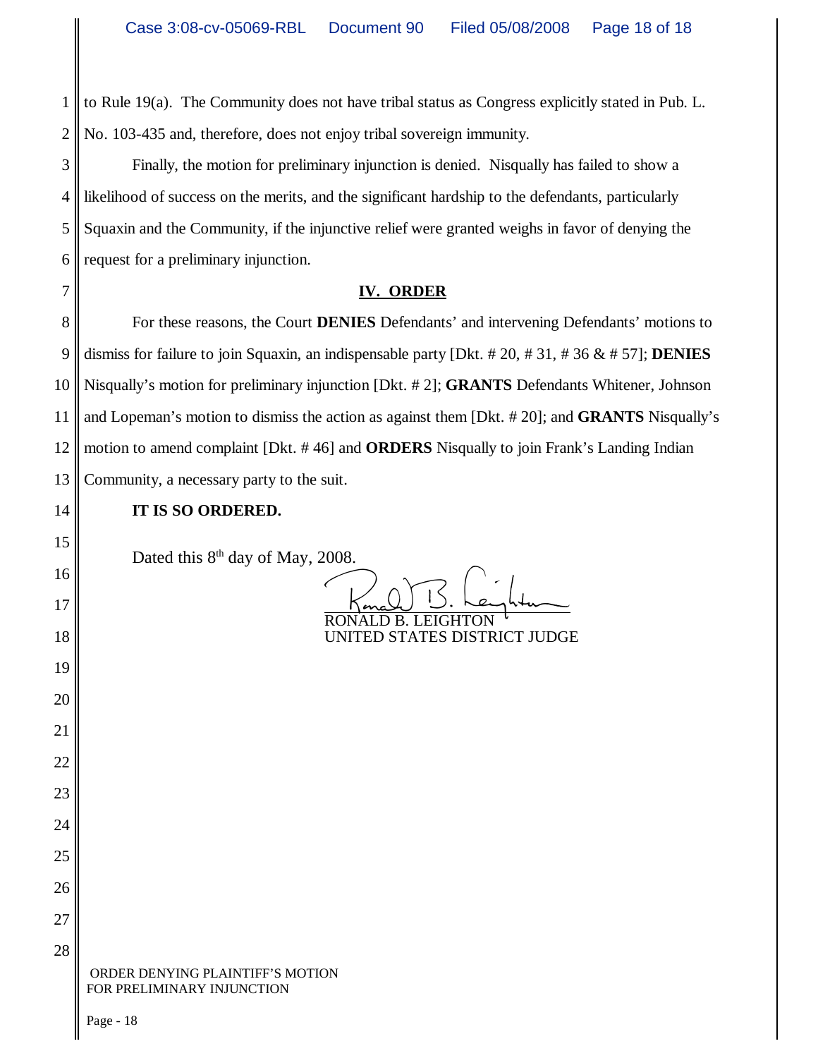to Rule 19(a). The Community does not have tribal status as Congress explicitly stated in Pub. L. No. 103-435 and, therefore, does not enjoy tribal sovereign immunity.

Finally, the motion for preliminary injunction is denied. Nisqually has failed to show a likelihood of success on the merits, and the significant hardship to the defendants, particularly Squaxin and the Community, if the injunctive relief were granted weighs in favor of denying the request for a preliminary injunction.

## IV. ORDER

For these reasons, the Court **DENIES** Defendants' and intervening Defendants' motions to dismiss for failure to join Squaxin, an indispensable party [Dkt. # 20, # 31, # 36 & # 57]; **DENIES** Nisqually's motion for preliminary injunction [Dkt. # 2]; **GRANTS** Defendants Whitener, Johnson and Lopeman's motion to dismiss the action as against them [Dkt. # 20]; and **GRANTS** Nisqually's motion to amend complaint [Dkt. # 46] and **ORDERS** Nisqually to join Frank's Landing Indian Community, a necessary party to the suit.

**IT IS SO ORDERED.**

Dated this 8th day of May, 2008.

RONALD B. LEIGHTON
UNITED STATES DISTRICT JUDGE

ORDER DENYING PLAINTIFF'S MOTION FOR PRELIMINARY INJUNCTION